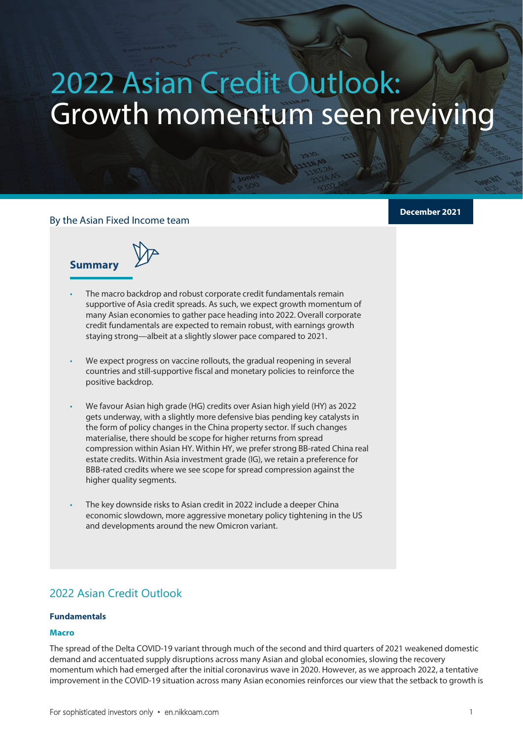# 2022 Asian Credit Outlook: Growth momentum seen reviving

By the Asian Fixed Income team

**December 2021**

## Summary

- The macro backdrop and robust corporate credit fundamentals remain supportive of Asia credit spreads. As such, we expect growth momentum of many Asian economies to gather pace heading into 2022. Overall corporate credit fundamentals are expected to remain robust, with earnings growth staying strong—albeit at a slightly slower pace compared to 2021.

- We expect progress on vaccine rollouts, the gradual reopening in several countries and still-supportive fiscal and monetary policies to reinforce the positive backdrop.

- We favour Asian high grade (HG) credits over Asian high yield (HY) as 2022 gets underway, with a slightly more defensive bias pending key catalysts in the form of policy changes in the China property sector. If such changes materialise, there should be scope for higher returns from spread compression within Asian HY. Within HY, we prefer strong BB-rated China real estate credits. Within Asia investment grade (IG), we retain a preference for BBB-rated credits where we see scope for spread compression against the higher quality segments.

- The key downside risks to Asian credit in 2022 include a deeper China economic slowdown, more aggressive monetary policy tightening in the US and developments around the new Omicron variant.

## 2022 Asian Credit Outlook

### Fundamentals

#### Macro

The spread of the Delta COVID-19 variant through much of the second and third quarters of 2021 weakened domestic demand and accentuated supply disruptions across many Asian and global economies, slowing the recovery momentum which had emerged after the initial coronavirus wave in 2020. However, as we approach 2022, a tentative improvement in the COVID-19 situation across many Asian economies reinforces our view that the setback to growth is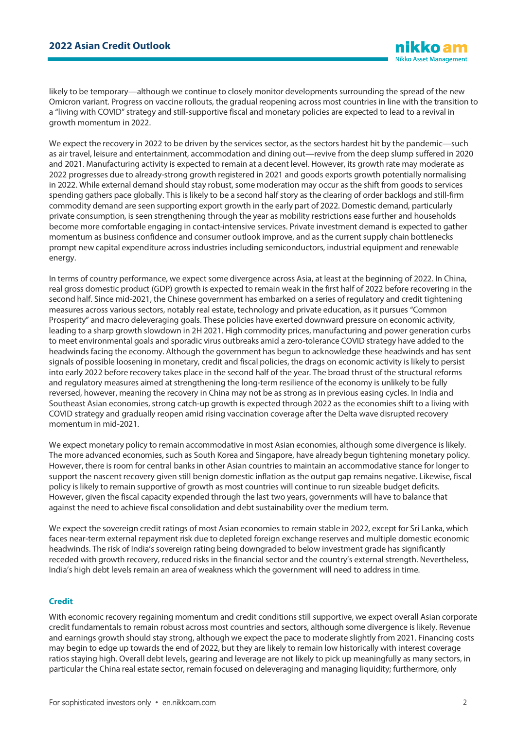likely to be temporary—although we continue to closely monitor developments surrounding the spread of the new Omicron variant. Progress on vaccine rollouts, the gradual reopening across most countries in line with the transition to a "living with COVID" strategy and still-supportive fiscal and monetary policies are expected to lead to a revival in growth momentum in 2022.

We expect the recovery in 2022 to be driven by the services sector, as the sectors hardest hit by the pandemic—such as air travel, leisure and entertainment, accommodation and dining out—revive from the deep slump suffered in 2020 and 2021. Manufacturing activity is expected to remain at a decent level. However, its growth rate may moderate as 2022 progresses due to already-strong growth registered in 2021 and goods exports growth potentially normalising in 2022. While external demand should stay robust, some moderation may occur as the shift from goods to services spending gathers pace globally. This is likely to be a second half story as the clearing of order backlogs and still-firm commodity demand are seen supporting export growth in the early part of 2022. Domestic demand, particularly private consumption, is seen strengthening through the year as mobility restrictions ease further and households become more comfortable engaging in contact-intensive services. Private investment demand is expected to gather momentum as business confidence and consumer outlook improve, and as the current supply chain bottlenecks prompt new capital expenditure across industries including semiconductors, industrial equipment and renewable energy.

In terms of country performance, we expect some divergence across Asia, at least at the beginning of 2022. In China, real gross domestic product (GDP) growth is expected to remain weak in the first half of 2022 before recovering in the second half. Since mid-2021, the Chinese government has embarked on a series of regulatory and credit tightening measures across various sectors, notably real estate, technology and private education, as it pursues "Common Prosperity" and macro deleveraging goals. These policies have exerted downward pressure on economic activity, leading to a sharp growth slowdown in 2H 2021. High commodity prices, manufacturing and power generation curbs to meet environmental goals and sporadic virus outbreaks amid a zero-tolerance COVID strategy have added to the headwinds facing the economy. Although the government has begun to acknowledge these headwinds and has sent signals of possible loosening in monetary, credit and fiscal policies, the drags on economic activity is likely to persist into early 2022 before recovery takes place in the second half of the year. The broad thrust of the structural reforms and regulatory measures aimed at strengthening the long-term resilience of the economy is unlikely to be fully reversed, however, meaning the recovery in China may not be as strong as in previous easing cycles. In India and Southeast Asian economies, strong catch-up growth is expected through 2022 as the economies shift to a living with COVID strategy and gradually reopen amid rising vaccination coverage after the Delta wave disrupted recovery momentum in mid-2021.

We expect monetary policy to remain accommodative in most Asian economies, although some divergence is likely. The more advanced economies, such as South Korea and Singapore, have already begun tightening monetary policy. However, there is room for central banks in other Asian countries to maintain an accommodative stance for longer to support the nascent recovery given still benign domestic inflation as the output gap remains negative. Likewise, fiscal policy is likely to remain supportive of growth as most countries will continue to run sizeable budget deficits. However, given the fiscal capacity expended through the last two years, governments will have to balance that against the need to achieve fiscal consolidation and debt sustainability over the medium term.

We expect the sovereign credit ratings of most Asian economies to remain stable in 2022, except for Sri Lanka, which faces near-term external repayment risk due to depleted foreign exchange reserves and multiple domestic economic headwinds. The risk of India's sovereign rating being downgraded to below investment grade has significantly receded with growth recovery, reduced risks in the financial sector and the country's external strength. Nevertheless, India's high debt levels remain an area of weakness which the government will need to address in time.

## Credit

With economic recovery regaining momentum and credit conditions still supportive, we expect overall Asian corporate credit fundamentals to remain robust across most countries and sectors, although some divergence is likely. Revenue and earnings growth should stay strong, although we expect the pace to moderate slightly from 2021. Financing costs may begin to edge up towards the end of 2022, but they are likely to remain low historically with interest coverage ratios staying high. Overall debt levels, gearing and leverage are not likely to pick up meaningfully as many sectors, in particular the China real estate sector, remain focused on deleveraging and managing liquidity; furthermore, only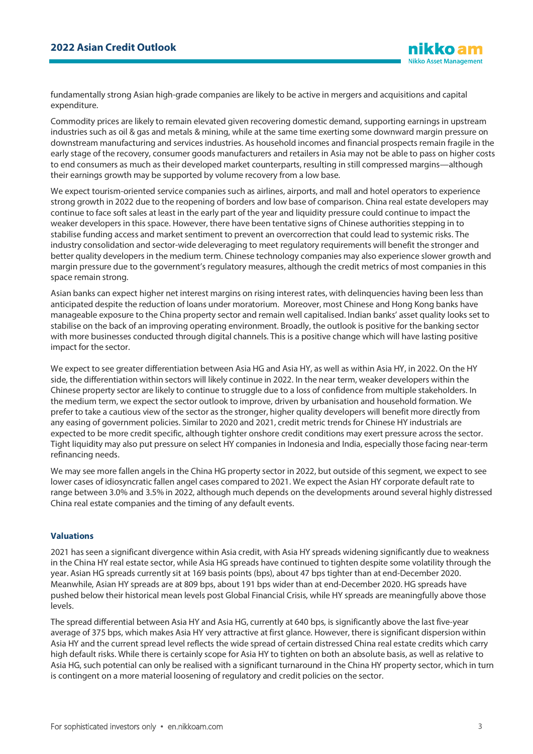fundamentally strong Asian high-grade companies are likely to be active in mergers and acquisitions and capital expenditure.

Commodity prices are likely to remain elevated given recovering domestic demand, supporting earnings in upstream industries such as oil & gas and metals & mining, while at the same time exerting some downward margin pressure on downstream manufacturing and services industries. As household incomes and financial prospects remain fragile in the early stage of the recovery, consumer goods manufacturers and retailers in Asia may not be able to pass on higher costs to end consumers as much as their developed market counterparts, resulting in still compressed margins—although their earnings growth may be supported by volume recovery from a low base.

We expect tourism-oriented service companies such as airlines, airports, and mall and hotel operators to experience strong growth in 2022 due to the reopening of borders and low base of comparison. China real estate developers may continue to face soft sales at least in the early part of the year and liquidity pressure could continue to impact the weaker developers in this space. However, there have been tentative signs of Chinese authorities stepping in to stabilise funding access and market sentiment to prevent an overcorrection that could lead to systemic risks. The industry consolidation and sector-wide deleveraging to meet regulatory requirements will benefit the stronger and better quality developers in the medium term. Chinese technology companies may also experience slower growth and margin pressure due to the government's regulatory measures, although the credit metrics of most companies in this space remain strong.

Asian banks can expect higher net interest margins on rising interest rates, with delinquencies having been less than anticipated despite the reduction of loans under moratorium. Moreover, most Chinese and Hong Kong banks have manageable exposure to the China property sector and remain well capitalised. Indian banks' asset quality looks set to stabilise on the back of an improving operating environment. Broadly, the outlook is positive for the banking sector with more businesses conducted through digital channels. This is a positive change which will have lasting positive impact for the sector.

We expect to see greater differentiation between Asia HG and Asia HY, as well as within Asia HY, in 2022. On the HY side, the differentiation within sectors will likely continue in 2022. In the near term, weaker developers within the Chinese property sector are likely to continue to struggle due to a loss of confidence from multiple stakeholders. In the medium term, we expect the sector outlook to improve, driven by urbanisation and household formation. We prefer to take a cautious view of the sector as the stronger, higher quality developers will benefit more directly from any easing of government policies. Similar to 2020 and 2021, credit metric trends for Chinese HY industrials are expected to be more credit specific, although tighter onshore credit conditions may exert pressure across the sector. Tight liquidity may also put pressure on select HY companies in Indonesia and India, especially those facing near-term refinancing needs.

We may see more fallen angels in the China HG property sector in 2022, but outside of this segment, we expect to see lower cases of idiosyncratic fallen angel cases compared to 2021. We expect the Asian HY corporate default rate to range between 3.0% and 3.5% in 2022, although much depends on the developments around several highly distressed China real estate companies and the timing of any default events.

### Valuations

2021 has seen a significant divergence within Asia credit, with Asia HY spreads widening significantly due to weakness in the China HY real estate sector, while Asia HG spreads have continued to tighten despite some volatility through the year. Asian HG spreads currently sit at 169 basis points (bps), about 47 bps tighter than at end-December 2020. Meanwhile, Asian HY spreads are at 809 bps, about 191 bps wider than at end-December 2020. HG spreads have pushed below their historical mean levels post Global Financial Crisis, while HY spreads are meaningfully above those levels.

The spread differential between Asia HY and Asia HG, currently at 640 bps, is significantly above the last five-year average of 375 bps, which makes Asia HY very attractive at first glance. However, there is significant dispersion within Asia HY and the current spread level reflects the wide spread of certain distressed China real estate credits which carry high default risks. While there is certainly scope for Asia HY to tighten on both an absolute basis, as well as relative to Asia HG, such potential can only be realised with a significant turnaround in the China HY property sector, which in turn is contingent on a more material loosening of regulatory and credit policies on the sector.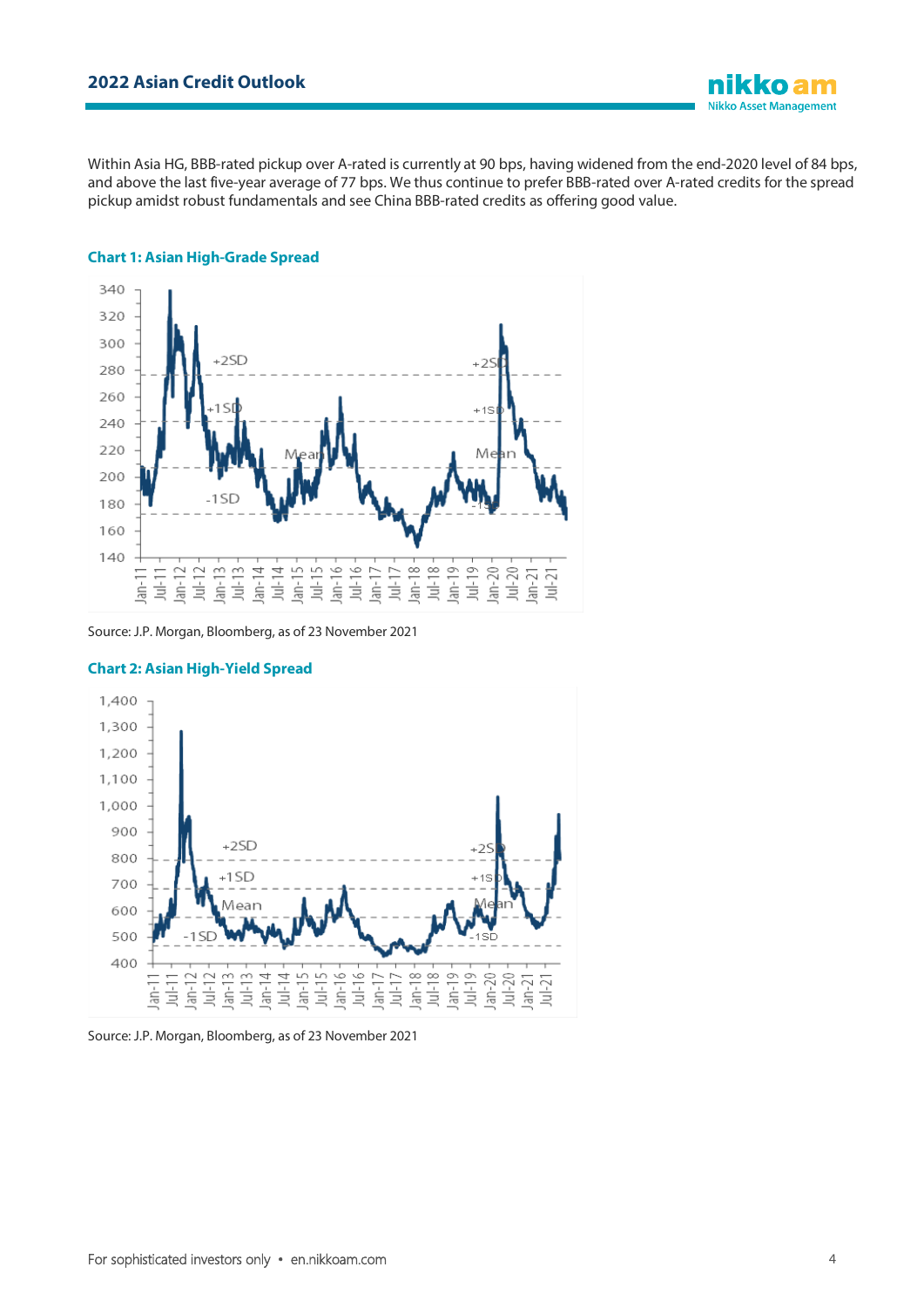Within Asia HG, BBB-rated pickup over A-rated is currently at 90 bps, having widened from the end-2020 level of 84 bps, and above the last five-year average of 77 bps. We thus continue to prefer BBB-rated over A-rated credits for the spread pickup amidst robust fundamentals and see China BBB-rated credits as offering good value.

**Chart 1: Asian High-Grade Spread**

Source: J.P. Morgan, Bloomberg, as of 23 November 2021

**Chart 2: Asian High-Yield Spread**

Source: J.P. Morgan, Bloomberg, as of 23 November 2021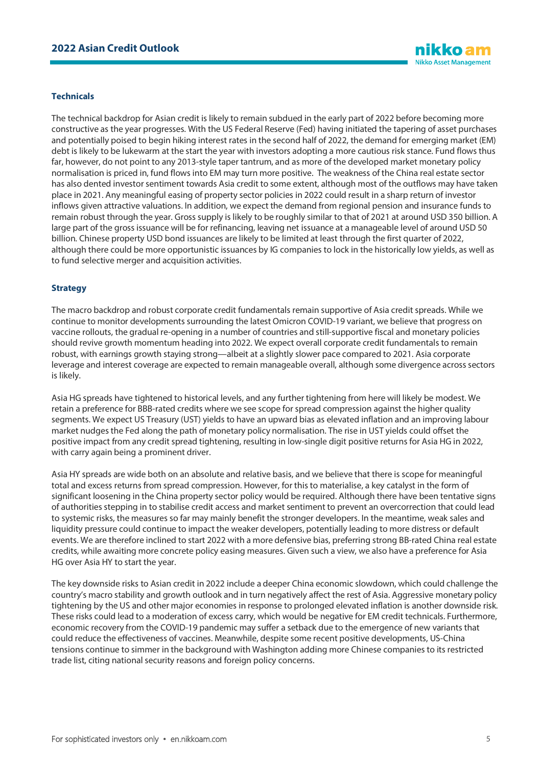### Technicals

The technical backdrop for Asian credit is likely to remain subdued in the early part of 2022 before becoming more constructive as the year progresses. With the US Federal Reserve (Fed) having initiated the tapering of asset purchases and potentially poised to begin hiking interest rates in the second half of 2022, the demand for emerging market (EM) debt is likely to be lukewarm at the start the year with investors adopting a more cautious risk stance. Fund flows thus far, however, do not point to any 2013-style taper tantrum, and as more of the developed market monetary policy normalisation is priced in, fund flows into EM may turn more positive. The weakness of the China real estate sector has also dented investor sentiment towards Asia credit to some extent, although most of the outflows may have taken place in 2021. Any meaningful easing of property sector policies in 2022 could result in a sharp return of investor inflows given attractive valuations. In addition, we expect the demand from regional pension and insurance funds to remain robust through the year. Gross supply is likely to be roughly similar to that of 2021 at around USD 350 billion. A large part of the gross issuance will be for refinancing, leaving net issuance at a manageable level of around USD 50 billion. Chinese property USD bond issuances are likely to be limited at least through the first quarter of 2022, although there could be more opportunistic issuances by IG companies to lock in the historically low yields, as well as to fund selective merger and acquisition activities.

### Strategy

The macro backdrop and robust corporate credit fundamentals remain supportive of Asia credit spreads. While we continue to monitor developments surrounding the latest Omicron COVID-19 variant, we believe that progress on vaccine rollouts, the gradual re-opening in a number of countries and still-supportive fiscal and monetary policies should revive growth momentum heading into 2022. We expect overall corporate credit fundamentals to remain robust, with earnings growth staying strong—albeit at a slightly slower pace compared to 2021. Asia corporate leverage and interest coverage are expected to remain manageable overall, although some divergence across sectors is likely.

Asia HG spreads have tightened to historical levels, and any further tightening from here will likely be modest. We retain a preference for BBB-rated credits where we see scope for spread compression against the higher quality segments. We expect US Treasury (UST) yields to have an upward bias as elevated inflation and an improving labour market nudges the Fed along the path of monetary policy normalisation. The rise in UST yields could offset the positive impact from any credit spread tightening, resulting in low-single digit positive returns for Asia HG in 2022, with carry again being a prominent driver.

Asia HY spreads are wide both on an absolute and relative basis, and we believe that there is scope for meaningful total and excess returns from spread compression. However, for this to materialise, a key catalyst in the form of significant loosening in the China property sector policy would be required. Although there have been tentative signs of authorities stepping in to stabilise credit access and market sentiment to prevent an overcorrection that could lead to systemic risks, the measures so far may mainly benefit the stronger developers. In the meantime, weak sales and liquidity pressure could continue to impact the weaker developers, potentially leading to more distress or default events. We are therefore inclined to start 2022 with a more defensive bias, preferring strong BB-rated China real estate credits, while awaiting more concrete policy easing measures. Given such a view, we also have a preference for Asia HG over Asia HY to start the year.

The key downside risks to Asian credit in 2022 include a deeper China economic slowdown, which could challenge the country's macro stability and growth outlook and in turn negatively affect the rest of Asia. Aggressive monetary policy tightening by the US and other major economies in response to prolonged elevated inflation is another downside risk. These risks could lead to a moderation of excess carry, which would be negative for EM credit technicals. Furthermore, economic recovery from the COVID-19 pandemic may suffer a setback due to the emergence of new variants that could reduce the effectiveness of vaccines. Meanwhile, despite some recent positive developments, US-China tensions continue to simmer in the background with Washington adding more Chinese companies to its restricted trade list, citing national security reasons and foreign policy concerns.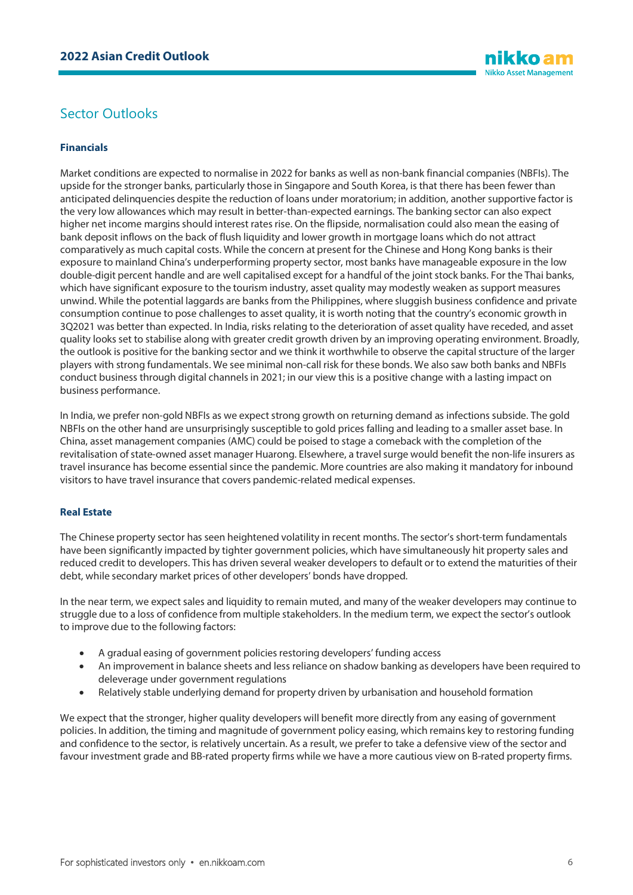## Sector Outlooks

### Financials

Market conditions are expected to normalise in 2022 for banks as well as non-bank financial companies (NBFIs). The upside for the stronger banks, particularly those in Singapore and South Korea, is that there has been fewer than anticipated delinquencies despite the reduction of loans under moratorium; in addition, another supportive factor is the very low allowances which may result in better-than-expected earnings. The banking sector can also expect higher net income margins should interest rates rise. On the flipside, normalisation could also mean the easing of bank deposit inflows on the back of flush liquidity and lower growth in mortgage loans which do not attract comparatively as much capital costs. While the concern at present for the Chinese and Hong Kong banks is their exposure to mainland China's underperforming property sector, most banks have manageable exposure in the low double-digit percent handle and are well capitalised except for a handful of the joint stock banks. For the Thai banks, which have significant exposure to the tourism industry, asset quality may modestly weaken as support measures unwind. While the potential laggards are banks from the Philippines, where sluggish business confidence and private consumption continue to pose challenges to asset quality, it is worth noting that the country's economic growth in 3Q2021 was better than expected. In India, risks relating to the deterioration of asset quality have receded, and asset quality looks set to stabilise along with greater credit growth driven by an improving operating environment. Broadly, the outlook is positive for the banking sector and we think it worthwhile to observe the capital structure of the larger players with strong fundamentals. We see minimal non-call risk for these bonds. We also saw both banks and NBFIs conduct business through digital channels in 2021; in our view this is a positive change with a lasting impact on business performance.

In India, we prefer non-gold NBFIs as we expect strong growth on returning demand as infections subside. The gold NBFIs on the other hand are unsurprisingly susceptible to gold prices falling and leading to a smaller asset base. In China, asset management companies (AMC) could be poised to stage a comeback with the completion of the revitalisation of state-owned asset manager Huarong. Elsewhere, a travel surge would benefit the non-life insurers as travel insurance has become essential since the pandemic. More countries are also making it mandatory for inbound visitors to have travel insurance that covers pandemic-related medical expenses.

### Real Estate

The Chinese property sector has seen heightened volatility in recent months. The sector's short-term fundamentals have been significantly impacted by tighter government policies, which have simultaneously hit property sales and reduced credit to developers. This has driven several weaker developers to default or to extend the maturities of their debt, while secondary market prices of other developers' bonds have dropped.

In the near term, we expect sales and liquidity to remain muted, and many of the weaker developers may continue to struggle due to a loss of confidence from multiple stakeholders. In the medium term, we expect the sector's outlook to improve due to the following factors:

- A gradual easing of government policies restoring developers' funding access
- An improvement in balance sheets and less reliance on shadow banking as developers have been required to deleverage under government regulations
- Relatively stable underlying demand for property driven by urbanisation and household formation

We expect that the stronger, higher quality developers will benefit more directly from any easing of government policies. In addition, the timing and magnitude of government policy easing, which remains key to restoring funding and confidence to the sector, is relatively uncertain. As a result, we prefer to take a defensive view of the sector and favour investment grade and BB-rated property firms while we have a more cautious view on B-rated property firms.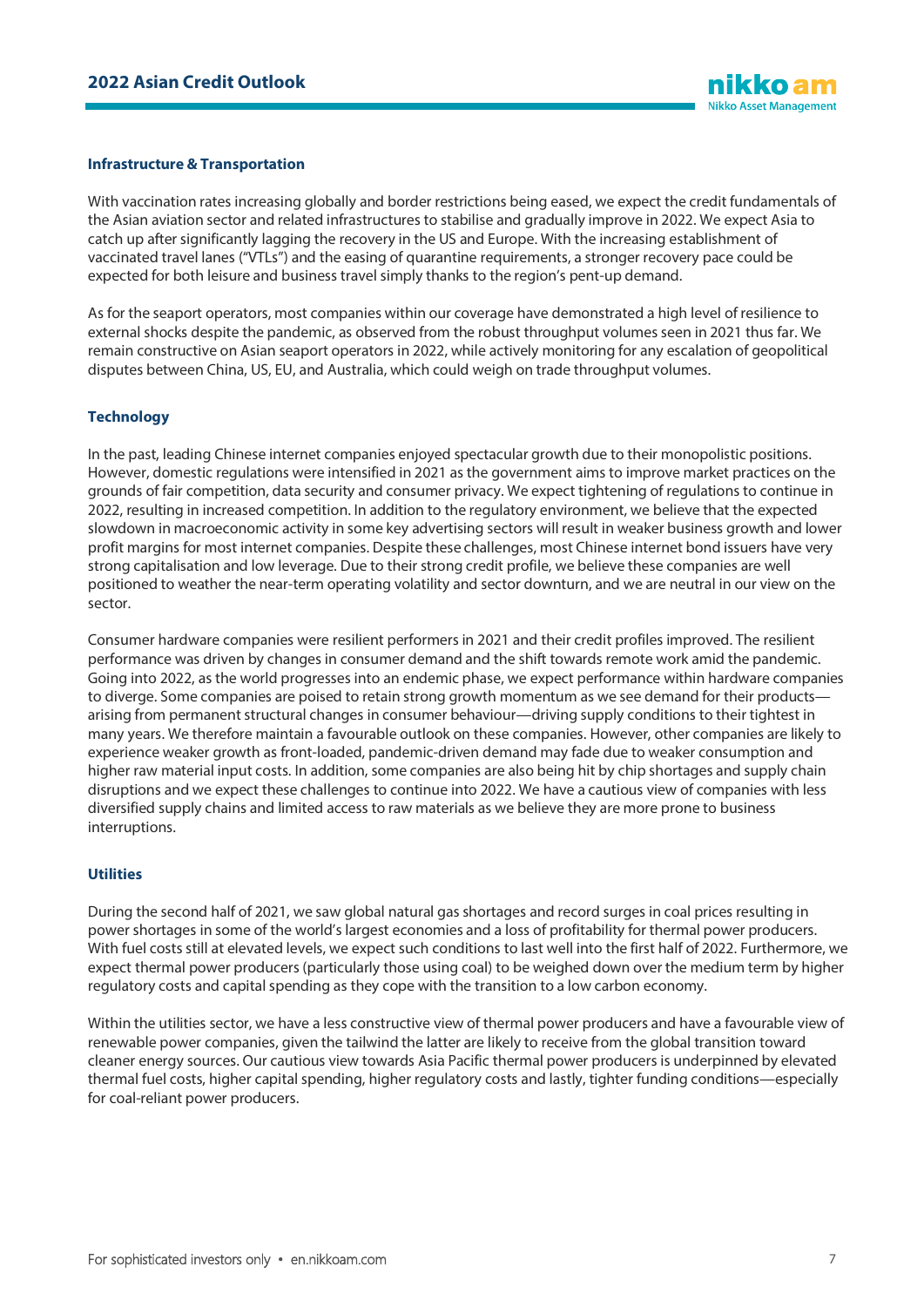### Infrastructure & Transportation

With vaccination rates increasing globally and border restrictions being eased, we expect the credit fundamentals of the Asian aviation sector and related infrastructures to stabilise and gradually improve in 2022. We expect Asia to catch up after significantly lagging the recovery in the US and Europe. With the increasing establishment of vaccinated travel lanes ("VTLs") and the easing of quarantine requirements, a stronger recovery pace could be expected for both leisure and business travel simply thanks to the region's pent-up demand.

As for the seaport operators, most companies within our coverage have demonstrated a high level of resilience to external shocks despite the pandemic, as observed from the robust throughput volumes seen in 2021 thus far. We remain constructive on Asian seaport operators in 2022, while actively monitoring for any escalation of geopolitical disputes between China, US, EU, and Australia, which could weigh on trade throughput volumes.

### Technology

In the past, leading Chinese internet companies enjoyed spectacular growth due to their monopolistic positions. However, domestic regulations were intensified in 2021 as the government aims to improve market practices on the grounds of fair competition, data security and consumer privacy. We expect tightening of regulations to continue in 2022, resulting in increased competition. In addition to the regulatory environment, we believe that the expected slowdown in macroeconomic activity in some key advertising sectors will result in weaker business growth and lower profit margins for most internet companies. Despite these challenges, most Chinese internet bond issuers have very strong capitalisation and low leverage. Due to their strong credit profile, we believe these companies are well positioned to weather the near-term operating volatility and sector downturn, and we are neutral in our view on the sector.

Consumer hardware companies were resilient performers in 2021 and their credit profiles improved. The resilient performance was driven by changes in consumer demand and the shift towards remote work amid the pandemic. Going into 2022, as the world progresses into an endemic phase, we expect performance within hardware companies to diverge. Some companies are poised to retain strong growth momentum as we see demand for their products—arising from permanent structural changes in consumer behaviour—driving supply conditions to their tightest in many years. We therefore maintain a favourable outlook on these companies. However, other companies are likely to experience weaker growth as front-loaded, pandemic-driven demand may fade due to weaker consumption and higher raw material input costs. In addition, some companies are also being hit by chip shortages and supply chain disruptions and we expect these challenges to continue into 2022. We have a cautious view of companies with less diversified supply chains and limited access to raw materials as we believe they are more prone to business interruptions.

### Utilities

During the second half of 2021, we saw global natural gas shortages and record surges in coal prices resulting in power shortages in some of the world's largest economies and a loss of profitability for thermal power producers. With fuel costs still at elevated levels, we expect such conditions to last well into the first half of 2022. Furthermore, we expect thermal power producers (particularly those using coal) to be weighed down over the medium term by higher regulatory costs and capital spending as they cope with the transition to a low carbon economy.

Within the utilities sector, we have a less constructive view of thermal power producers and have a favourable view of renewable power companies, given the tailwind the latter are likely to receive from the global transition toward cleaner energy sources. Our cautious view towards Asia Pacific thermal power producers is underpinned by elevated thermal fuel costs, higher capital spending, higher regulatory costs and lastly, tighter funding conditions—especially for coal-reliant power producers.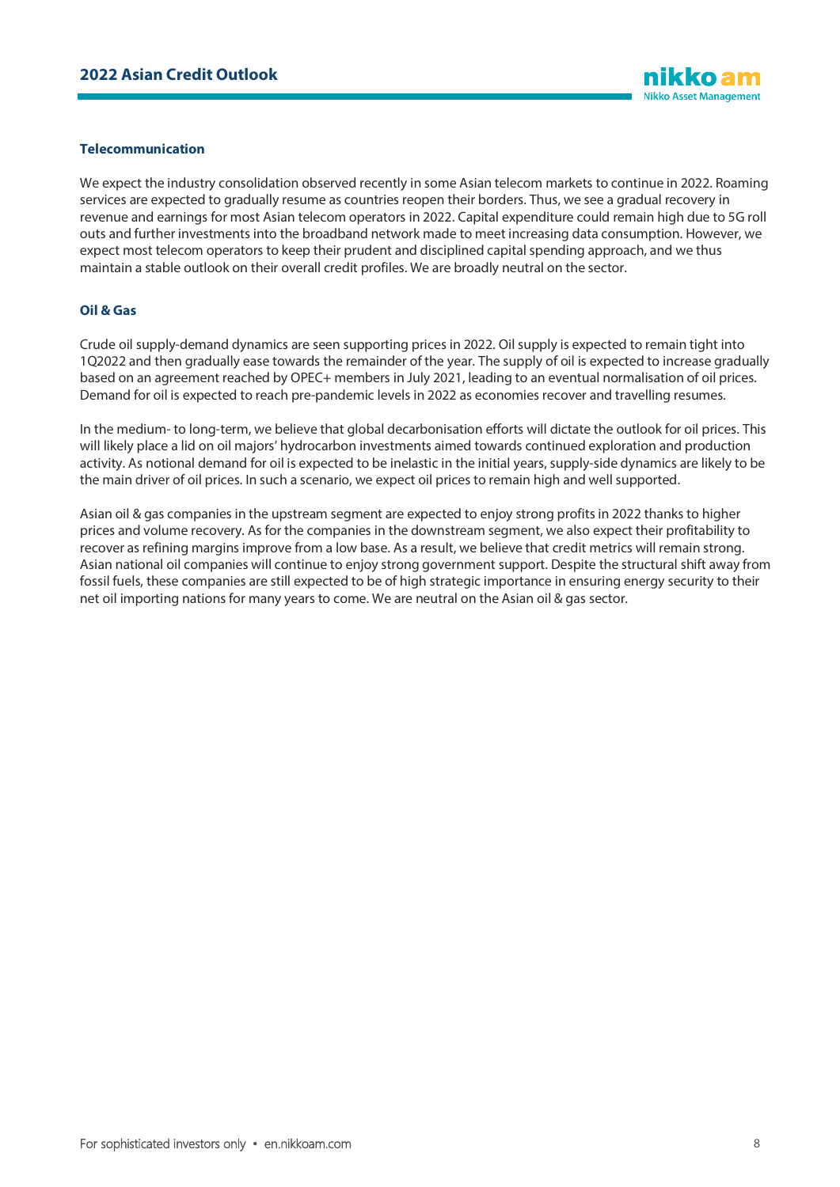### Telecommunication

We expect the industry consolidation observed recently in some Asian telecom markets to continue in 2022. Roaming services are expected to gradually resume as countries reopen their borders. Thus, we see a gradual recovery in revenue and earnings for most Asian telecom operators in 2022. Capital expenditure could remain high due to 5G roll outs and further investments into the broadband network made to meet increasing data consumption. However, we expect most telecom operators to keep their prudent and disciplined capital spending approach, and we thus maintain a stable outlook on their overall credit profiles. We are broadly neutral on the sector.

### Oil & Gas

Crude oil supply-demand dynamics are seen supporting prices in 2022. Oil supply is expected to remain tight into 1Q2022 and then gradually ease towards the remainder of the year. The supply of oil is expected to increase gradually based on an agreement reached by OPEC+ members in July 2021, leading to an eventual normalisation of oil prices. Demand for oil is expected to reach pre-pandemic levels in 2022 as economies recover and travelling resumes.

In the medium- to long-term, we believe that global decarbonisation efforts will dictate the outlook for oil prices. This will likely place a lid on oil majors' hydrocarbon investments aimed towards continued exploration and production activity. As notional demand for oil is expected to be inelastic in the initial years, supply-side dynamics are likely to be the main driver of oil prices. In such a scenario, we expect oil prices to remain high and well supported.

Asian oil & gas companies in the upstream segment are expected to enjoy strong profits in 2022 thanks to higher prices and volume recovery. As for the companies in the downstream segment, we also expect their profitability to recover as refining margins improve from a low base. As a result, we believe that credit metrics will remain strong. Asian national oil companies will continue to enjoy strong government support. Despite the structural shift away from fossil fuels, these companies are still expected to be of high strategic importance in ensuring energy security to their net oil importing nations for many years to come. We are neutral on the Asian oil & gas sector.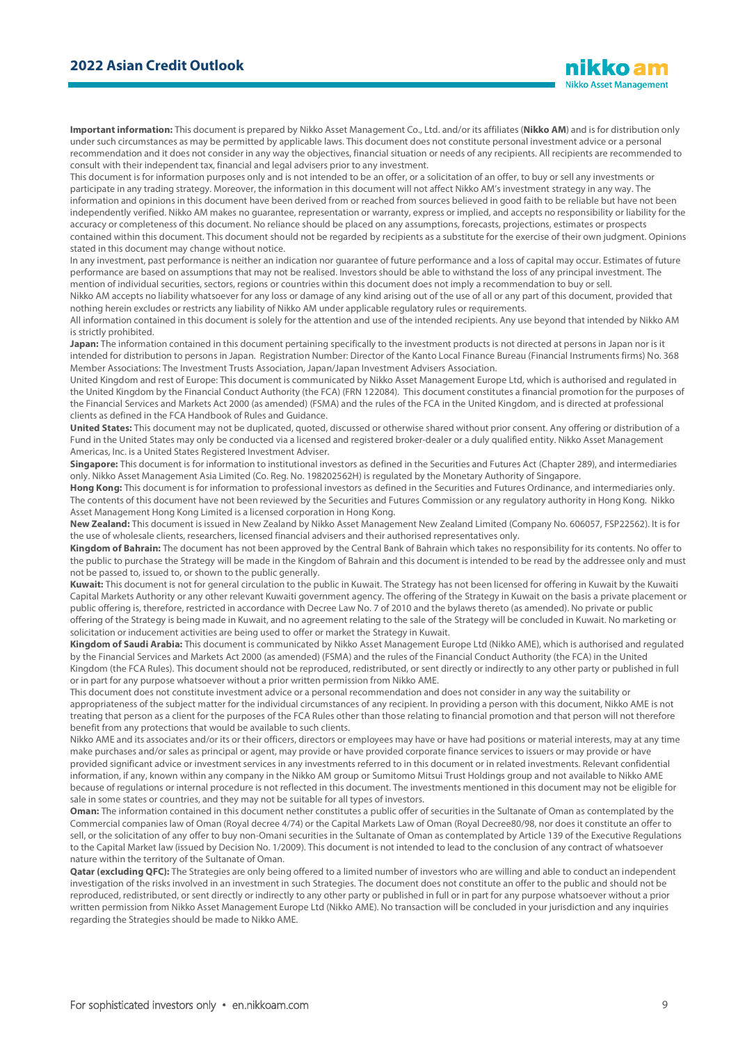**Important information:** This document is prepared by Nikko Asset Management Co., Ltd. and/or its affiliates (**Nikko AM**) and is for distribution only under such circumstances as may be permitted by applicable laws. This document does not constitute personal investment advice or a personal recommendation and it does not consider in any way the objectives, financial situation or needs of any recipients. All recipients are recommended to consult with their independent tax, financial and legal advisers prior to any investment.

This document is for information purposes only and is not intended to be an offer, or a solicitation of an offer, to buy or sell any investments or participate in any trading strategy. Moreover, the information in this document will not affect Nikko AM's investment strategy in any way. The information and opinions in this document have been derived from or reached from sources believed in good faith to be reliable but have not been independently verified. Nikko AM makes no guarantee, representation or warranty, express or implied, and accepts no responsibility or liability for the accuracy or completeness of this document. No reliance should be placed on any assumptions, forecasts, projections, estimates or prospects contained within this document. This document should not be regarded by recipients as a substitute for the exercise of their own judgment. Opinions stated in this document may change without notice.

In any investment, past performance is neither an indication nor guarantee of future performance and a loss of capital may occur. Estimates of future performance are based on assumptions that may not be realised. Investors should be able to withstand the loss of any principal investment. The mention of individual securities, sectors, regions or countries within this document does not imply a recommendation to buy or sell.

Nikko AM accepts no liability whatsoever for any loss or damage of any kind arising out of the use of all or any part of this document, provided that nothing herein excludes or restricts any liability of Nikko AM under applicable regulatory rules or requirements.

All information contained in this document is solely for the attention and use of the intended recipients. Any use beyond that intended by Nikko AM is strictly prohibited.

**Japan:** The information contained in this document pertaining specifically to the investment products is not directed at persons in Japan nor is it intended for distribution to persons in Japan. Registration Number: Director of the Kanto Local Finance Bureau (Financial Instruments firms) No. 368 Member Associations: The Investment Trusts Association, Japan/Japan Investment Advisers Association.

United Kingdom and rest of Europe: This document is communicated by Nikko Asset Management Europe Ltd, which is authorised and regulated in the United Kingdom by the Financial Conduct Authority (the FCA) (FRN 122084). This document constitutes a financial promotion for the purposes of the Financial Services and Markets Act 2000 (as amended) (FSMA) and the rules of the FCA in the United Kingdom, and is directed at professional clients as defined in the FCA Handbook of Rules and Guidance.

**United States:** This document may not be duplicated, quoted, discussed or otherwise shared without prior consent. Any offering or distribution of a Fund in the United States may only be conducted via a licensed and registered broker-dealer or a duly qualified entity. Nikko Asset Management Americas, Inc. is a United States Registered Investment Adviser.

**Singapore:** This document is for information to institutional investors as defined in the Securities and Futures Act (Chapter 289), and intermediaries only. Nikko Asset Management Asia Limited (Co. Reg. No. 198202562H) is regulated by the Monetary Authority of Singapore.

**Hong Kong:** This document is for information to professional investors as defined in the Securities and Futures Ordinance, and intermediaries only. The contents of this document have not been reviewed by the Securities and Futures Commission or any regulatory authority in Hong Kong. Nikko Asset Management Hong Kong Limited is a licensed corporation in Hong Kong.

**New Zealand:** This document is issued in New Zealand by Nikko Asset Management New Zealand Limited (Company No. 606057, FSP22562). It is for the use of wholesale clients, researchers, licensed financial advisers and their authorised representatives only.

**Kingdom of Bahrain:** The document has not been approved by the Central Bank of Bahrain which takes no responsibility for its contents. No offer to the public to purchase the Strategy will be made in the Kingdom of Bahrain and this document is intended to be read by the addressee only and must not be passed to, issued to, or shown to the public generally.

**Kuwait:** This document is not for general circulation to the public in Kuwait. The Strategy has not been licensed for offering in Kuwait by the Kuwaiti Capital Markets Authority or any other relevant Kuwaiti government agency. The offering of the Strategy in Kuwait on the basis a private placement or public offering is, therefore, restricted in accordance with Decree Law No. 7 of 2010 and the bylaws thereto (as amended). No private or public offering of the Strategy is being made in Kuwait, and no agreement relating to the sale of the Strategy will be concluded in Kuwait. No marketing or solicitation or inducement activities are being used to offer or market the Strategy in Kuwait.

**Kingdom of Saudi Arabia:** This document is communicated by Nikko Asset Management Europe Ltd (Nikko AME), which is authorised and regulated by the Financial Services and Markets Act 2000 (as amended) (FSMA) and the rules of the Financial Conduct Authority (the FCA) in the United Kingdom (the FCA Rules). This document should not be reproduced, redistributed, or sent directly or indirectly to any other party or published in full or in part for any purpose whatsoever without a prior written permission from Nikko AME.

This document does not constitute investment advice or a personal recommendation and does not consider in any way the suitability or appropriateness of the subject matter for the individual circumstances of any recipient. In providing a person with this document, Nikko AME is not treating that person as a client for the purposes of the FCA Rules other than those relating to financial promotion and that person will not therefore benefit from any protections that would be available to such clients.

Nikko AME and its associates and/or its or their officers, directors or employees may have or have had positions or material interests, may at any time make purchases and/or sales as principal or agent, may provide or have provided corporate finance services to issuers or may provide or have provided significant advice or investment services in any investments referred to in this document or in related investments. Relevant confidential information, if any, known within any company in the Nikko AM group or Sumitomo Mitsui Trust Holdings group and not available to Nikko AME because of regulations or internal procedure is not reflected in this document. The investments mentioned in this document may not be eligible for sale in some states or countries, and they may not be suitable for all types of investors.

**Oman:** The information contained in this document nether constitutes a public offer of securities in the Sultanate of Oman as contemplated by the Commercial companies law of Oman (Royal decree 4/74) or the Capital Markets Law of Oman (Royal Decree80/98, nor does it constitute an offer to sell, or the solicitation of any offer to buy non-Omani securities in the Sultanate of Oman as contemplated by Article 139 of the Executive Regulations to the Capital Market law (issued by Decision No. 1/2009). This document is not intended to lead to the conclusion of any contract of whatsoever nature within the territory of the Sultanate of Oman.

**Qatar (excluding QFC):** The Strategies are only being offered to a limited number of investors who are willing and able to conduct an independent investigation of the risks involved in an investment in such Strategies. The document does not constitute an offer to the public and should not be reproduced, redistributed, or sent directly or indirectly to any other party or published in full or in part for any purpose whatsoever without a prior written permission from Nikko Asset Management Europe Ltd (Nikko AME). No transaction will be concluded in your jurisdiction and any inquiries regarding the Strategies should be made to Nikko AME.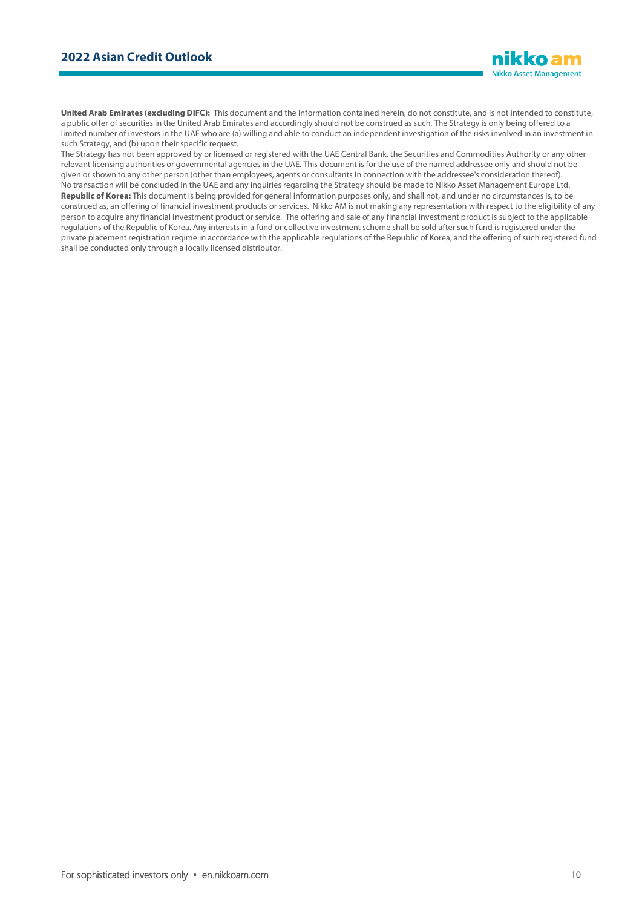**United Arab Emirates (excluding DIFC):** This document and the information contained herein, do not constitute, and is not intended to constitute, a public offer of securities in the United Arab Emirates and accordingly should not be construed as such. The Strategy is only being offered to a limited number of investors in the UAE who are (a) willing and able to conduct an independent investigation of the risks involved in an investment in such Strategy, and (b) upon their specific request.

The Strategy has not been approved by or licensed or registered with the UAE Central Bank, the Securities and Commodities Authority or any other relevant licensing authorities or governmental agencies in the UAE. This document is for the use of the named addressee only and should not be given or shown to any other person (other than employees, agents or consultants in connection with the addressee's consideration thereof).

No transaction will be concluded in the UAE and any inquiries regarding the Strategy should be made to Nikko Asset Management Europe Ltd.

**Republic of Korea:** This document is being provided for general information purposes only, and shall not, and under no circumstances is, to be construed as, an offering of financial investment products or services. Nikko AM is not making any representation with respect to the eligibility of any person to acquire any financial investment product or service. The offering and sale of any financial investment product is subject to the applicable regulations of the Republic of Korea. Any interests in a fund or collective investment scheme shall be sold after such fund is registered under the private placement registration regime in accordance with the applicable regulations of the Republic of Korea, and the offering of such registered fund shall be conducted only through a locally licensed distributor.